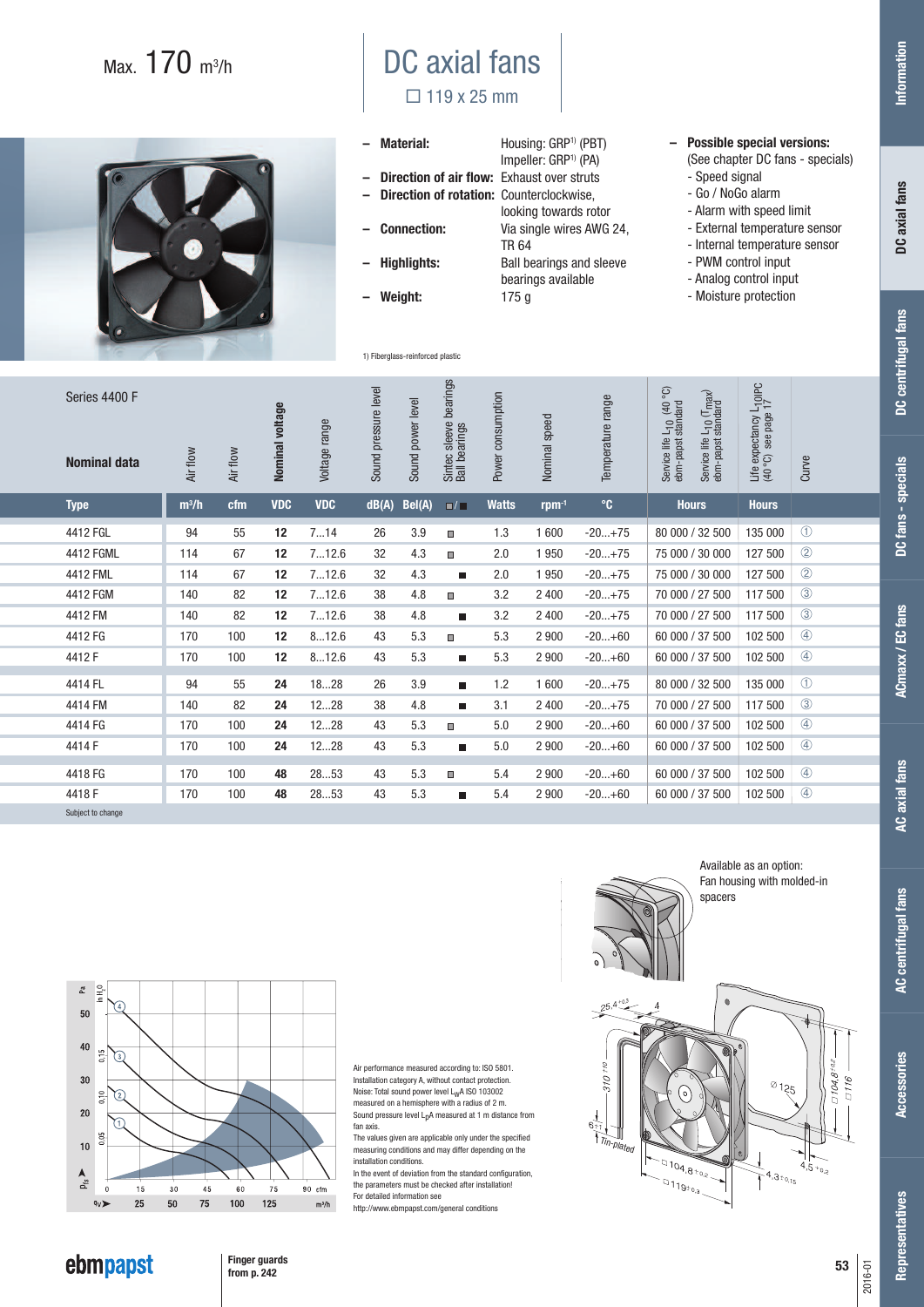Max. 170 m³/h

# DC axial fans

☐ 119 x 25 mm

- **Material:** Housing: GRP[1] (PBT)
  Impeller: GRP[1] (PA)
- **Direction of air flow:** Exhaust over struts
- **Direction of rotation:** Counterclockwise, looking towards rotor
- **Connection:** Via single wires AWG 24, TR 64
- **Highlights:** Ball bearings and sleeve bearings available
- **Weight:** 175 g

- **Possible special versions:**
  (See chapter DC fans - specials)
  - Speed signal
  - Go / NoGo alarm
  - Alarm with speed limit
  - External temperature sensor
  - Internal temperature sensor
  - PWM control input
  - Analog control input
  - Moisture protection

1) Fiberglass-reinforced plastic

| Series 4400 F Nominal data | Air flow | Air flow | Nominal voltage | Voltage range | Sound pressure level | Sound power level | Sintec sleeve bearings / Ball bearings | Power consumption | Nominal speed | Temperature range | Service life $L_{10}$ (40 °C) ebm-papst standard / Service life $L_{10}$ ($T_{max}$) ebm-papst standard | Life expectancy $L_{10}$IPC (40 °C) see page 17 | Curve |
|---|---|---|---|---|---|---|---|---|---|---|---|---|---|
| **Type** | **m³/h** | **cfm** | **VDC** | **VDC** | **dB(A)** | **Bel(A)** | **□/■** | **Watts** | **rpm⁻¹** | **°C** | **Hours** | **Hours** | |
| 4412 FGL | 94 | 55 | **12** | 7...14 | 26 | 3.9 | □ | 1.3 | 1 600 | -20...+75 | 80 000 / 32 500 | 135 000 | ① |
| 4412 FGML | 114 | 67 | **12** | 7...12.6 | 32 | 4.3 | □ | 2.0 | 1 950 | -20...+75 | 75 000 / 30 000 | 127 500 | ② |
| 4412 FML | 114 | 67 | **12** | 7...12.6 | 32 | 4.3 | ■ | 2.0 | 1 950 | -20...+75 | 75 000 / 30 000 | 127 500 | ② |
| 4412 FGM | 140 | 82 | **12** | 7...12.6 | 38 | 4.8 | □ | 3.2 | 2 400 | -20...+75 | 70 000 / 27 500 | 117 500 | ③ |
| 4412 FM | 140 | 82 | **12** | 7...12.6 | 38 | 4.8 | ■ | 3.2 | 2 400 | -20...+75 | 70 000 / 27 500 | 117 500 | ③ |
| 4412 FG | 170 | 100 | **12** | 8...12.6 | 43 | 5.3 | □ | 5.3 | 2 900 | -20...+60 | 60 000 / 37 500 | 102 500 | ④ |
| 4412 F | 170 | 100 | **12** | 8...12.6 | 43 | 5.3 | ■ | 5.3 | 2 900 | -20...+60 | 60 000 / 37 500 | 102 500 | ④ |
| 4414 FL | 94 | 55 | **24** | 18...28 | 26 | 3.9 | ■ | 1.2 | 1 600 | -20...+75 | 80 000 / 32 500 | 135 000 | ① |
| 4414 FM | 140 | 82 | **24** | 12...28 | 38 | 4.8 | ■ | 3.1 | 2 400 | -20...+75 | 70 000 / 27 500 | 117 500 | ③ |
| 4414 FG | 170 | 100 | **24** | 12...28 | 43 | 5.3 | □ | 5.0 | 2 900 | -20...+60 | 60 000 / 37 500 | 102 500 | ④ |
| 4414 F | 170 | 100 | **24** | 12...28 | 43 | 5.3 | ■ | 5.0 | 2 900 | -20...+60 | 60 000 / 37 500 | 102 500 | ④ |
| 4418 FG | 170 | 100 | **48** | 28...53 | 43 | 5.3 | □ | 5.4 | 2 900 | -20...+60 | 60 000 / 37 500 | 102 500 | ④ |
| 4418 F | 170 | 100 | **48** | 28...53 | 43 | 5.3 | ■ | 5.4 | 2 900 | -20...+60 | 60 000 / 37 500 | 102 500 | ④ |

Subject to change

Available as an option: Fan housing with molded-in spacers

Air performance measured according to: ISO 5801.
Installation category A, without contact protection.
Noise: Total sound power level $L_{W}$A ISO 103002 measured on a hemisphere with a radius of 2 m.
Sound pressure level $L_{p}$A measured at 1 m distance from fan axis.
The values given are applicable only under the specified measuring conditions and may differ depending on the installation conditions.
In the event of deviation from the standard configuration, the parameters must be checked after installation!
For detailed information see
http://www.ebmpapst.com/general conditions

**Finger guards from p. 242**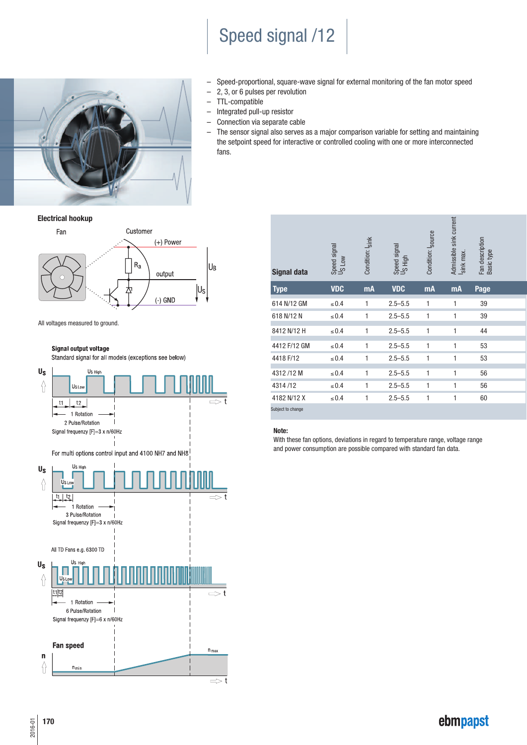# Speed signal /12

- Speed-proportional, square-wave signal for external monitoring of the fan motor speed
- 2, 3, or 6 pulses per revolution
- TTL-compatible
- Integrated pull-up resistor
- Connection via separate cable
- The sensor signal also serves as a major comparison variable for setting and maintaining the setpoint speed for interactive or controlled cooling with one or more interconnected fans.

## Electrical hookup

Fan

Customer

(+) Power

$R_a$

output

$U_B$

$U_S$

(-) GND

All voltages measured to ground.

### Signal output voltage

Standard signal for all models (exceptions see below)

$U_S$ High, $U_S$ Low, t1, t2, t

1 Rotation

2 Pulse/Rotation

Signal frequency [F]=3 x n/60Hz

For multi options control input and 4100 NH7 and NH8

$U_S$ High, $U_S$ Low, t1, t2, t

1 Rotation

3 Pulse/Rotation

Signal frequency [F]=3 x n/60Hz

All TD Fans e.g. 6300 TD

$U_S$ High, $U_S$ Low, t1, t2, t

1 Rotation

6 Pulse/Rotation

Signal frequency [F]=6 x n/60Hz

### Fan speed

n, $n_{min}$, $n_{max}$, t

| Signal data | Speed signal $U_{S\ Low}$ | Condition: $I_{Sink}$ | Speed signal $U_{S\ High}$ | Condition: $I_{Source}$ | Admissible sink current $I_{Sink\ max.}$ | Fan description Basic type |
|---|---|---|---|---|---|---|
| **Type** | **VDC** | **mA** | **VDC** | **mA** | **mA** | **Page** |
| 614 N/12 GM | ≤ 0.4 | 1 | 2.5–5.5 | 1 | 1 | 39 |
| 618 N/12 N | ≤ 0.4 | 1 | 2.5–5.5 | 1 | 1 | 39 |
| 8412 N/12 H | ≤ 0.4 | 1 | 2.5–5.5 | 1 | 1 | 44 |
| 4412 F/12 GM | ≤ 0.4 | 1 | 2.5–5.5 | 1 | 1 | 53 |
| 4418 F/12 | ≤ 0.4 | 1 | 2.5–5.5 | 1 | 1 | 53 |
| 4312 /12 M | ≤ 0.4 | 1 | 2.5–5.5 | 1 | 1 | 56 |
| 4314 /12 | ≤ 0.4 | 1 | 2.5–5.5 | 1 | 1 | 56 |
| 4182 N/12 X | ≤ 0.4 | 1 | 2.5–5.5 | 1 | 1 | 60 |

Subject to change

**Note:**
With these fan options, deviations in regard to temperature range, voltage range and power consumption are possible compared with standard fan data.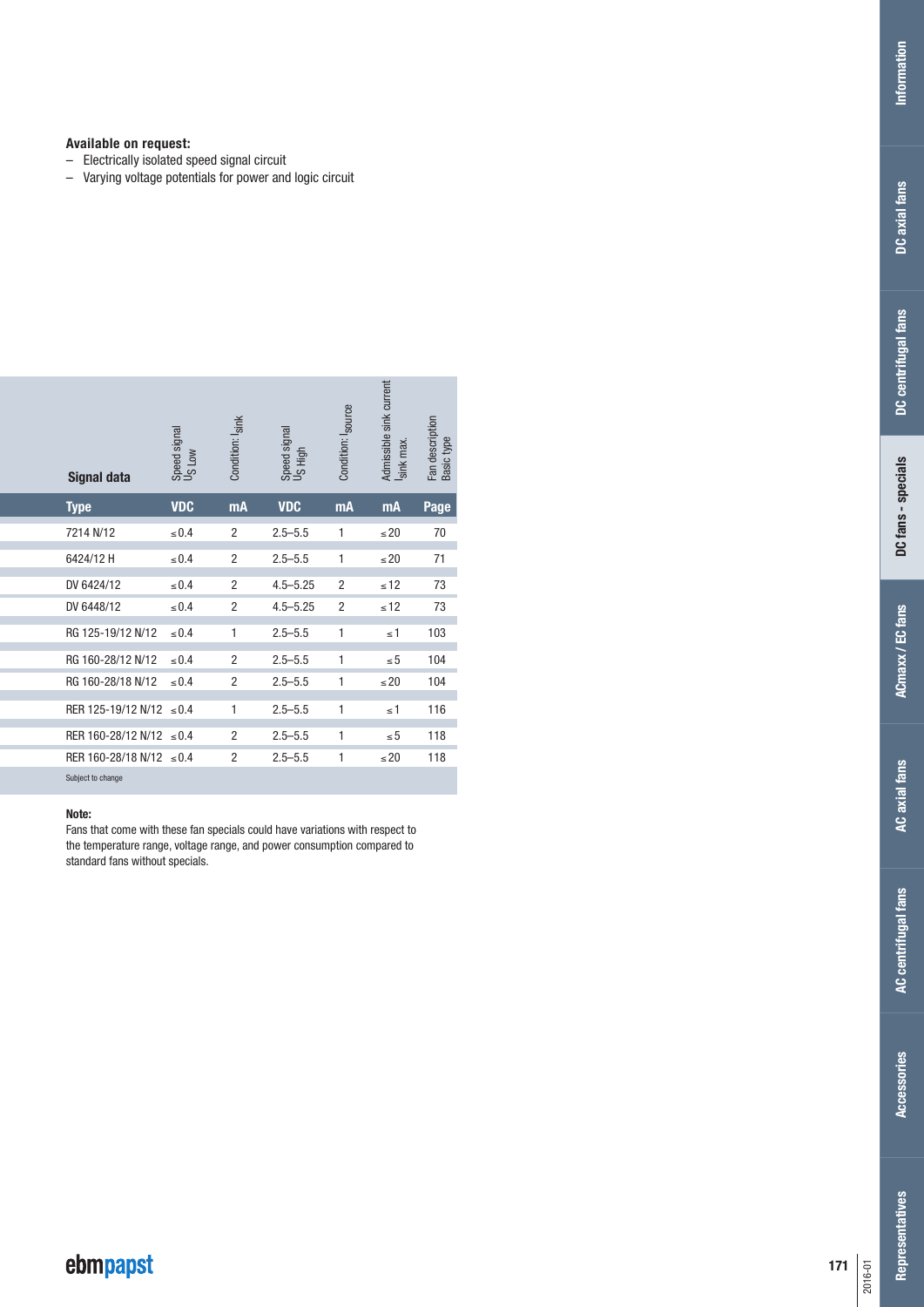**Available on request:**
- Electrically isolated speed signal circuit
- Varying voltage potentials for power and logic circuit

| Signal data | Speed signal $U_{S\ Low}$ | Condition: $I_{sink}$ | Speed signal $U_{S\ High}$ | Condition: $I_{source}$ | Admissible sink current $I_{sink\ max.}$ | Fan description Basic type |
|---|---|---|---|---|---|---|
| **Type** | **VDC** | **mA** | **VDC** | **mA** | **mA** | **Page** |
| 7214 N/12 | ≤ 0.4 | 2 | 2.5–5.5 | 1 | ≤ 20 | 70 |
| 6424/12 H | ≤ 0.4 | 2 | 2.5–5.5 | 1 | ≤ 20 | 71 |
| DV 6424/12 | ≤ 0.4 | 2 | 4.5–5.25 | 2 | ≤ 12 | 73 |
| DV 6448/12 | ≤ 0.4 | 2 | 4.5–5.25 | 2 | ≤ 12 | 73 |
| RG 125-19/12 N/12 | ≤ 0.4 | 1 | 2.5–5.5 | 1 | ≤ 1 | 103 |
| RG 160-28/12 N/12 | ≤ 0.4 | 2 | 2.5–5.5 | 1 | ≤ 5 | 104 |
| RG 160-28/18 N/12 | ≤ 0.4 | 2 | 2.5–5.5 | 1 | ≤ 20 | 104 |
| RER 125-19/12 N/12 | ≤ 0.4 | 1 | 2.5–5.5 | 1 | ≤ 1 | 116 |
| RER 160-28/12 N/12 | ≤ 0.4 | 2 | 2.5–5.5 | 1 | ≤ 5 | 118 |
| RER 160-28/18 N/12 | ≤ 0.4 | 2 | 2.5–5.5 | 1 | ≤ 20 | 118 |

Subject to change

**Note:**
Fans that come with these fan specials could have variations with respect to the temperature range, voltage range, and power consumption compared to standard fans without specials.